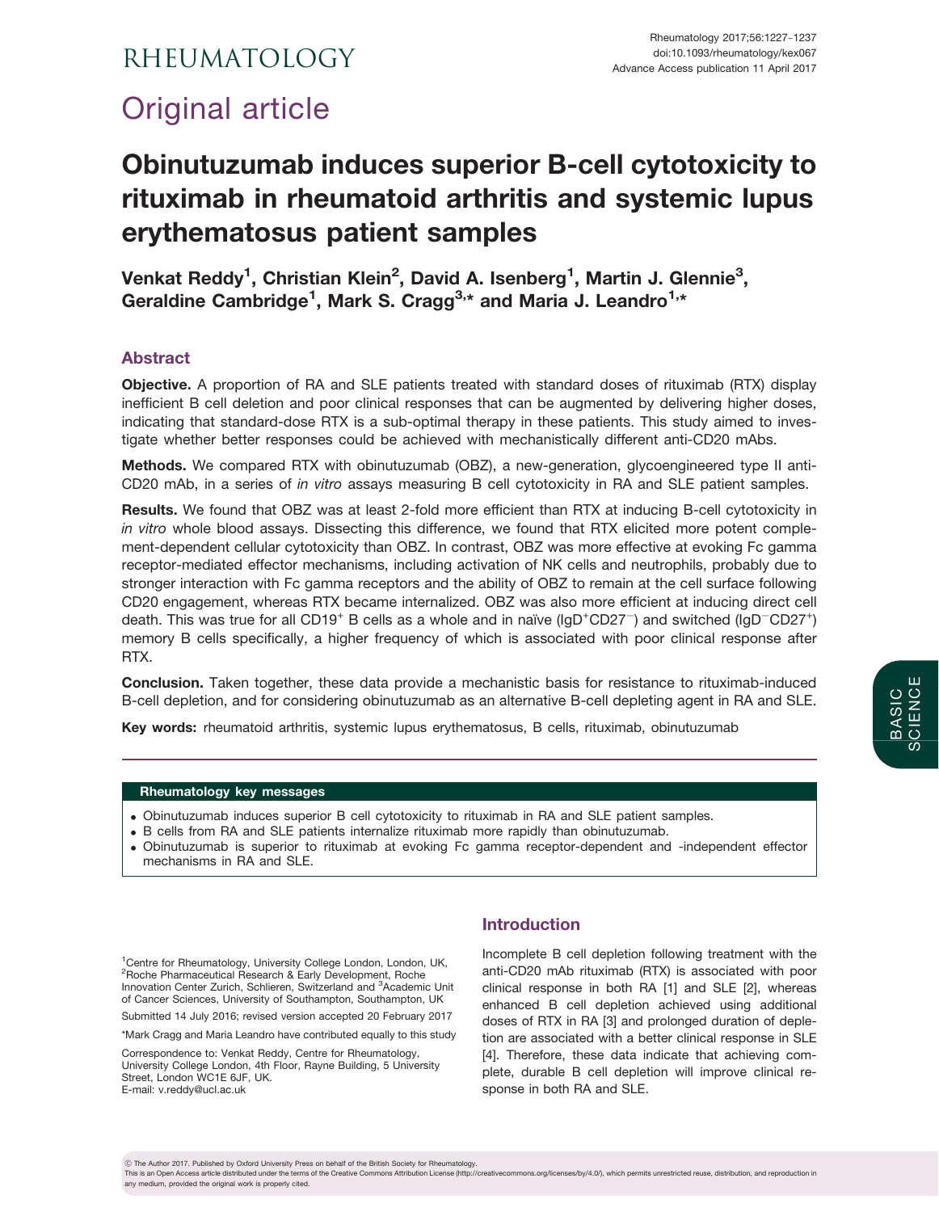# RHEUMATOLOGY

## Original article

# Obinutuzumab induces superior B-cell cytotoxicity to rituximab in rheumatoid arthritis and systemic lupus erythematosus patient samples

**Venkat Reddy[1], Christian Klein[2], David A. Isenberg[1], Martin J. Glennie[3], Geraldine Cambridge[1], Mark S. Cragg[3,*] and Maria J. Leandro[1,*]**

## Abstract

**Objective.** A proportion of RA and SLE patients treated with standard doses of rituximab (RTX) display inefficient B cell deletion and poor clinical responses that can be augmented by delivering higher doses, indicating that standard-dose RTX is a sub-optimal therapy in these patients. This study aimed to investigate whether better responses could be achieved with mechanistically different anti-CD20 mAbs.

**Methods.** We compared RTX with obinutuzumab (OBZ), a new-generation, glycoengineered type II anti-CD20 mAb, in a series of *in vitro* assays measuring B cell cytotoxicity in RA and SLE patient samples.

**Results.** We found that OBZ was at least 2-fold more efficient than RTX at inducing B-cell cytotoxicity in *in vitro* whole blood assays. Dissecting this difference, we found that RTX elicited more potent complement-dependent cellular cytotoxicity than OBZ. In contrast, OBZ was more effective at evoking Fc gamma receptor-mediated effector mechanisms, including activation of NK cells and neutrophils, probably due to stronger interaction with Fc gamma receptors and the ability of OBZ to remain at the cell surface following CD20 engagement, whereas RTX became internalized. OBZ was also more efficient at inducing direct cell death. This was true for all $CD19^+$ B cells as a whole and in naïve ($IgD^+CD27^-$) and switched ($IgD^-CD27^+$) memory B cells specifically, a higher frequency of which is associated with poor clinical response after RTX.

**Conclusion.** Taken together, these data provide a mechanistic basis for resistance to rituximab-induced B-cell depletion, and for considering obinutuzumab as an alternative B-cell depleting agent in RA and SLE.

**Key words:** rheumatoid arthritis, systemic lupus erythematosus, B cells, rituximab, obinutuzumab

### Rheumatology key messages

- Obinutuzumab induces superior B cell cytotoxicity to rituximab in RA and SLE patient samples.
- B cells from RA and SLE patients internalize rituximab more rapidly than obinutuzumab.
- Obinutuzumab is superior to rituximab at evoking Fc gamma receptor-dependent and -independent effector mechanisms in RA and SLE.

[1]Centre for Rheumatology, University College London, London, UK, [2]Roche Pharmaceutical Research & Early Development, Roche Innovation Center Zurich, Schlieren, Switzerland and [3]Academic Unit of Cancer Sciences, University of Southampton, Southampton, UK

Submitted 14 July 2016; revised version accepted 20 February 2017

*Mark Cragg and Maria Leandro have contributed equally to this study

Correspondence to: Venkat Reddy, Centre for Rheumatology, University College London, 4th Floor, Rayne Building, 5 University Street, London WC1E 6JF, UK.
E-mail: v.reddy@ucl.ac.uk

## Introduction

Incomplete B cell depletion following treatment with the anti-CD20 mAb rituximab (RTX) is associated with poor clinical response in both RA [1] and SLE [2], whereas enhanced B cell depletion achieved using additional doses of RTX in RA [3] and prolonged duration of depletion are associated with a better clinical response in SLE [4]. Therefore, these data indicate that achieving complete, durable B cell depletion will improve clinical response in both RA and SLE.

© The Author 2017. Published by Oxford University Press on behalf of the British Society for Rheumatology.
This is an Open Access article distributed under the terms of the Creative Commons Attribution License (http://creativecommons.org/licenses/by/4.0/), which permits unrestricted reuse, distribution, and reproduction in any medium, provided the original work is properly cited.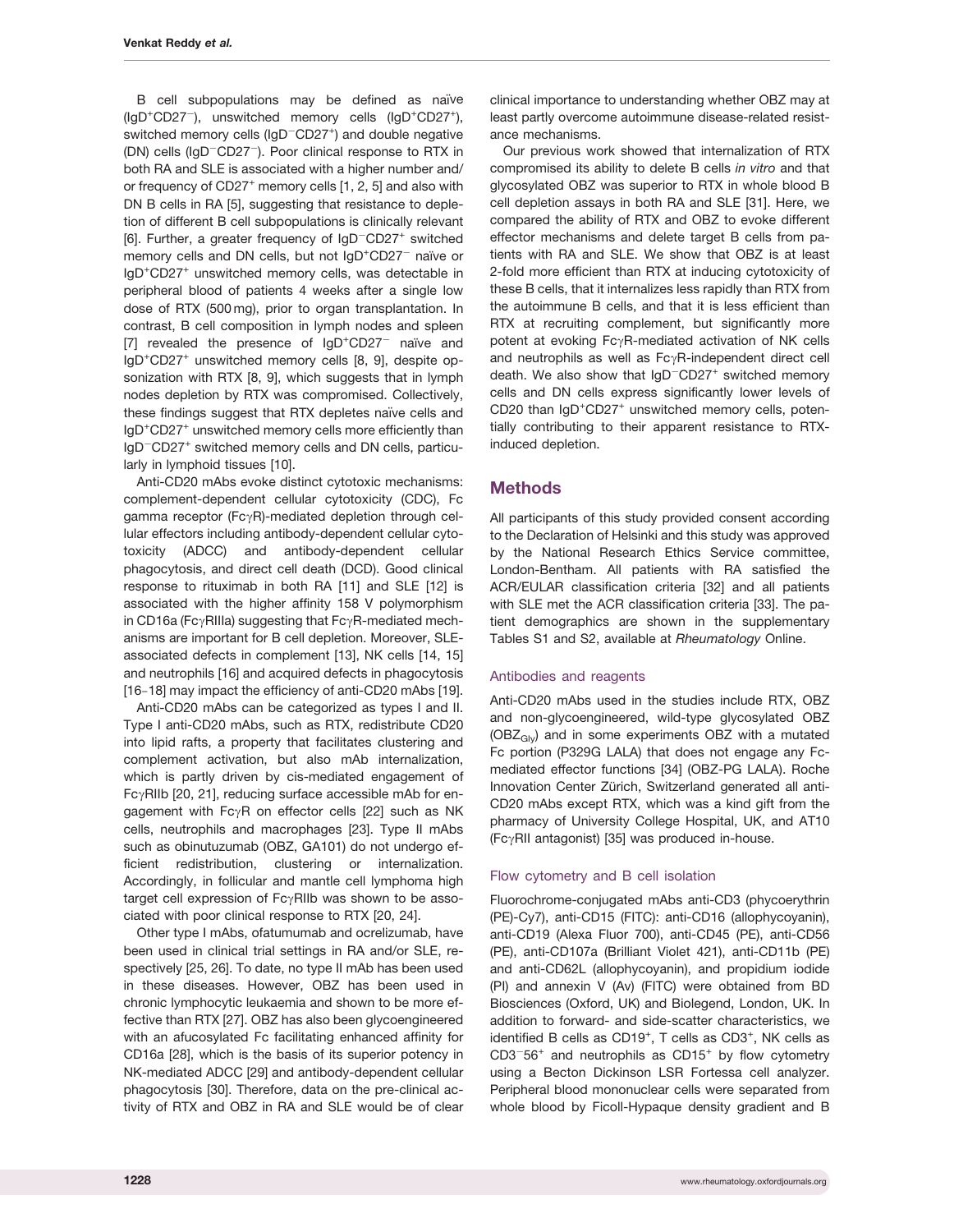B cell subpopulations may be defined as naïve ($IgD^+CD27^-$), unswitched memory cells ($IgD^+CD27^+$), switched memory cells ($IgD^-CD27^+$) and double negative (DN) cells ($IgD^-CD27^-$). Poor clinical response to RTX in both RA and SLE is associated with a higher number and/or frequency of $CD27^+$ memory cells [1, 2, 5] and also with DN B cells in RA [5], suggesting that resistance to depletion of different B cell subpopulations is clinically relevant [6]. Further, a greater frequency of $IgD^-CD27^+$ switched memory cells and DN cells, but not $IgD^+CD27^-$ naïve or $IgD^+CD27^+$ unswitched memory cells, was detectable in peripheral blood of patients 4 weeks after a single low dose of RTX (500 mg), prior to organ transplantation. In contrast, B cell composition in lymph nodes and spleen [7] revealed the presence of $IgD^+CD27^-$ naïve and $IgD^+CD27^+$ unswitched memory cells [8, 9], despite opsonization with RTX [8, 9], which suggests that in lymph nodes depletion by RTX was compromised. Collectively, these findings suggest that RTX depletes naïve cells and $IgD^+CD27^+$ unswitched memory cells more efficiently than $IgD^-CD27^+$ switched memory cells and DN cells, particularly in lymphoid tissues [10].

Anti-CD20 mAbs evoke distinct cytotoxic mechanisms: complement-dependent cellular cytotoxicity (CDC), Fc gamma receptor (FcγR)-mediated depletion through cellular effectors including antibody-dependent cellular cytotoxicity (ADCC) and antibody-dependent cellular phagocytosis, and direct cell death (DCD). Good clinical response to rituximab in both RA [11] and SLE [12] is associated with the higher affinity 158 V polymorphism in CD16a (FcγRIIIa) suggesting that FcγR-mediated mechanisms are important for B cell depletion. Moreover, SLE-associated defects in complement [13], NK cells [14, 15] and neutrophils [16] and acquired defects in phagocytosis [16–18] may impact the efficiency of anti-CD20 mAbs [19].

Anti-CD20 mAbs can be categorized as types I and II. Type I anti-CD20 mAbs, such as RTX, redistribute CD20 into lipid rafts, a property that facilitates clustering and complement activation, but also mAb internalization, which is partly driven by cis-mediated engagement of FcγRIIb [20, 21], reducing surface accessible mAb for engagement with FcγR on effector cells [22] such as NK cells, neutrophils and macrophages [23]. Type II mAbs such as obinutuzumab (OBZ, GA101) do not undergo efficient redistribution, clustering or internalization. Accordingly, in follicular and mantle cell lymphoma high target cell expression of FcγRIIb was shown to be associated with poor clinical response to RTX [20, 24].

Other type I mAbs, ofatumumab and ocrelizumab, have been used in clinical trial settings in RA and/or SLE, respectively [25, 26]. To date, no type II mAb has been used in these diseases. However, OBZ has been used in chronic lymphocytic leukaemia and shown to be more effective than RTX [27]. OBZ has also been glycoengineered with an afucosylated Fc facilitating enhanced affinity for CD16a [28], which is the basis of its superior potency in NK-mediated ADCC [29] and antibody-dependent cellular phagocytosis [30]. Therefore, data on the pre-clinical activity of RTX and OBZ in RA and SLE would be of clear clinical importance to understanding whether OBZ may at least partly overcome autoimmune disease-related resistance mechanisms.

Our previous work showed that internalization of RTX compromised its ability to delete B cells *in vitro* and that glycosylated OBZ was superior to RTX in whole blood B cell depletion assays in both RA and SLE [31]. Here, we compared the ability of RTX and OBZ to evoke different effector mechanisms and delete target B cells from patients with RA and SLE. We show that OBZ is at least 2-fold more efficient than RTX at inducing cytotoxicity of these B cells, that it internalizes less rapidly than RTX from the autoimmune B cells, and that it is less efficient than RTX at recruiting complement, but significantly more potent at evoking FcγR-mediated activation of NK cells and neutrophils as well as FcγR-independent direct cell death. We also show that $IgD^-CD27^+$ switched memory cells and DN cells express significantly lower levels of CD20 than $IgD^+CD27^+$ unswitched memory cells, potentially contributing to their apparent resistance to RTX-induced depletion.

## Methods

All participants of this study provided consent according to the Declaration of Helsinki and this study was approved by the National Research Ethics Service committee, London-Bentham. All patients with RA satisfied the ACR/EULAR classification criteria [32] and all patients with SLE met the ACR classification criteria [33]. The patient demographics are shown in the supplementary Tables S1 and S2, available at *Rheumatology* Online.

### Antibodies and reagents

Anti-CD20 mAbs used in the studies include RTX, OBZ and non-glycoengineered, wild-type glycosylated OBZ ($OBZ_{Gly}$) and in some experiments OBZ with a mutated Fc portion (P329G LALA) that does not engage any Fc-mediated effector functions [34] (OBZ-PG LALA). Roche Innovation Center Zürich, Switzerland generated all anti-CD20 mAbs except RTX, which was a kind gift from the pharmacy of University College Hospital, UK, and AT10 (FcγRII antagonist) [35] was produced in-house.

### Flow cytometry and B cell isolation

Fluorochrome-conjugated mAbs anti-CD3 (phycoerythrin (PE)-Cy7), anti-CD15 (FITC): anti-CD16 (allophycoyanin), anti-CD19 (Alexa Fluor 700), anti-CD45 (PE), anti-CD56 (PE), anti-CD107a (Brilliant Violet 421), anti-CD11b (PE) and anti-CD62L (allophycoyanin), and propidium iodide (PI) and annexin V (Av) (FITC) were obtained from BD Biosciences (Oxford, UK) and Biolegend, London, UK. In addition to forward- and side-scatter characteristics, we identified B cells as $CD19^+$, T cells as $CD3^+$, NK cells as $CD3^-56^+$ and neutrophils as $CD15^+$ by flow cytometry using a Becton Dickinson LSR Fortessa cell analyzer. Peripheral blood mononuclear cells were separated from whole blood by Ficoll-Hypaque density gradient and B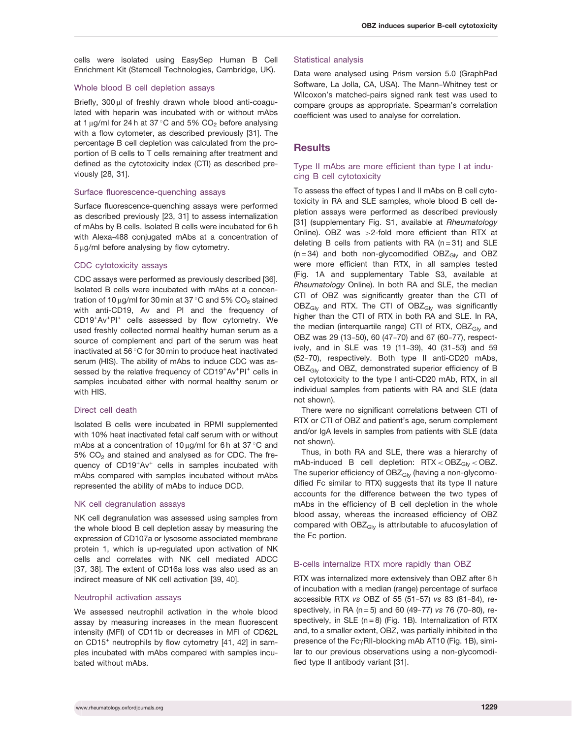cells were isolated using EasySep Human B Cell Enrichment Kit (Stemcell Technologies, Cambridge, UK).

### Whole blood B cell depletion assays

Briefly, 300 μl of freshly drawn whole blood anti-coagulated with heparin was incubated with or without mAbs at 1 μg/ml for 24 h at 37 °C and 5% $CO_2$ before analysing with a flow cytometer, as described previously [31]. The percentage B cell depletion was calculated from the proportion of B cells to T cells remaining after treatment and defined as the cytotoxicity index (CTI) as described previously [28, 31].

### Surface fluorescence-quenching assays

Surface fluorescence-quenching assays were performed as described previously [23, 31] to assess internalization of mAbs by B cells. Isolated B cells were incubated for 6 h with Alexa-488 conjugated mAbs at a concentration of 5 μg/ml before analysing by flow cytometry.

### CDC cytotoxicity assays

CDC assays were performed as previously described [36]. Isolated B cells were incubated with mAbs at a concentration of 10 μg/ml for 30 min at 37 °C and 5% $CO_2$ stained with anti-CD19, Av and PI and the frequency of $CD19^+Av^+PI^+$ cells assessed by flow cytometry. We used freshly collected normal healthy human serum as a source of complement and part of the serum was heat inactivated at 56 °C for 30 min to produce heat inactivated serum (HIS). The ability of mAbs to induce CDC was assessed by the relative frequency of $CD19^+Av^+PI^+$ cells in samples incubated either with normal healthy serum or with HIS.

### Direct cell death

Isolated B cells were incubated in RPMI supplemented with 10% heat inactivated fetal calf serum with or without mAbs at a concentration of 10 μg/ml for 6 h at 37 °C and 5% $CO_2$ and stained and analysed as for CDC. The frequency of $CD19^+Av^+$ cells in samples incubated with mAbs compared with samples incubated without mAbs represented the ability of mAbs to induce DCD.

### NK cell degranulation assays

NK cell degranulation was assessed using samples from the whole blood B cell depletion assay by measuring the expression of CD107a or lysosome associated membrane protein 1, which is up-regulated upon activation of NK cells and correlates with NK cell mediated ADCC [37, 38]. The extent of CD16a loss was also used as an indirect measure of NK cell activation [39, 40].

### Neutrophil activation assays

We assessed neutrophil activation in the whole blood assay by measuring increases in the mean fluorescent intensity (MFI) of CD11b or decreases in MFI of CD62L on $CD15^+$ neutrophils by flow cytometry [41, 42] in samples incubated with mAbs compared with samples incubated without mAbs.

### Statistical analysis

Data were analysed using Prism version 5.0 (GraphPad Software, La Jolla, CA, USA). The Mann–Whitney test or Wilcoxon's matched-pairs signed rank test was used to compare groups as appropriate. Spearman's correlation coefficient was used to analyse for correlation.

## Results

### Type II mAbs are more efficient than type I at inducing B cell cytotoxicity

To assess the effect of types I and II mAbs on B cell cytotoxicity in RA and SLE samples, whole blood B cell depletion assays were performed as described previously [31] (supplementary Fig. S1, available at *Rheumatology* Online). OBZ was >2-fold more efficient than RTX at deleting B cells from patients with RA (n = 31) and SLE (n = 34) and both non-glycomodified $OBZ_{Gly}$ and OBZ were more efficient than RTX, in all samples tested (Fig. 1A and supplementary Table S3, available at *Rheumatology* Online). In both RA and SLE, the median CTI of OBZ was significantly greater than the CTI of $OBZ_{Gly}$ and RTX. The CTI of $OBZ_{Gly}$ was significantly higher than the CTI of RTX in both RA and SLE. In RA, the median (interquartile range) CTI of RTX, $OBZ_{Gly}$ and OBZ was 29 (13–50), 60 (47–70) and 67 (60–77), respectively, and in SLE was 19 (11–39), 40 (31–53) and 59 (52–70), respectively. Both type II anti-CD20 mAbs, $OBZ_{Gly}$ and OBZ, demonstrated superior efficiency of B cell cytotoxicity to the type I anti-CD20 mAb, RTX, in all individual samples from patients with RA and SLE (data not shown).

There were no significant correlations between CTI of RTX or CTI of OBZ and patient's age, serum complement and/or IgA levels in samples from patients with SLE (data not shown).

Thus, in both RA and SLE, there was a hierarchy of mAb-induced B cell depletion: RTX < $OBZ_{Gly}$ < OBZ. The superior efficiency of $OBZ_{Gly}$ (having a non-glycomodified Fc similar to RTX) suggests that its type II nature accounts for the difference between the two types of mAbs in the efficiency of B cell depletion in the whole blood assay, whereas the increased efficiency of OBZ compared with $OBZ_{Gly}$ is attributable to afucosylation of the Fc portion.

### B-cells internalize RTX more rapidly than OBZ

RTX was internalized more extensively than OBZ after 6 h of incubation with a median (range) percentage of surface accessible RTX *vs* OBZ of 55 (51–57) *vs* 83 (81–84), respectively, in RA (n = 5) and 60 (49–77) *vs* 76 (70–80), respectively, in SLE (n = 8) (Fig. 1B). Internalization of RTX and, to a smaller extent, OBZ, was partially inhibited in the presence of the FcγRII-blocking mAb AT10 (Fig. 1B), similar to our previous observations using a non-glycomodified type II antibody variant [31].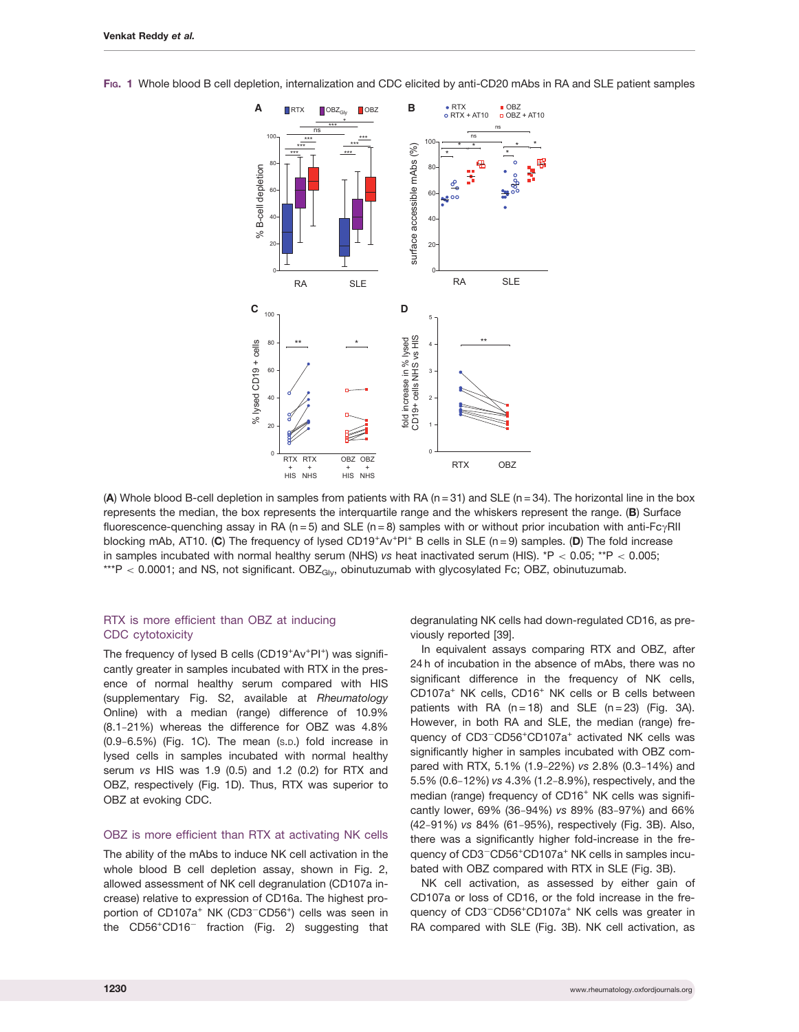**Fig. 1** Whole blood B cell depletion, internalization and CDC elicited by anti-CD20 mAbs in RA and SLE patient samples

(**A**) Whole blood B-cell depletion in samples from patients with RA (n = 31) and SLE (n = 34). The horizontal line in the box represents the median, the box represents the interquartile range and the whiskers represent the range. (**B**) Surface fluorescence-quenching assay in RA (n = 5) and SLE (n = 8) samples with or without prior incubation with anti-FcγRII blocking mAb, AT10. (**C**) The frequency of lysed $CD19^+Av^+PI^+$ B cells in SLE (n = 9) samples. (**D**) The fold increase in samples incubated with normal healthy serum (NHS) *vs* heat inactivated serum (HIS). \*P < 0.05; \*\*P < 0.005; \*\*\*P < 0.0001; and NS, not significant. $OBZ_{Gly}$, obinutuzumab with glycosylated Fc; OBZ, obinutuzumab.

## RTX is more efficient than OBZ at inducing CDC cytotoxicity

The frequency of lysed B cells ($CD19^+Av^+PI^+$) was significantly greater in samples incubated with RTX in the presence of normal healthy serum compared with HIS (supplementary Fig. S2, available at *Rheumatology* Online) with a median (range) difference of 10.9% (8.1–21%) whereas the difference for OBZ was 4.8% (0.9–6.5%) (Fig. 1C). The mean (S.D.) fold increase in lysed cells in samples incubated with normal healthy serum *vs* HIS was 1.9 (0.5) and 1.2 (0.2) for RTX and OBZ, respectively (Fig. 1D). Thus, RTX was superior to OBZ at evoking CDC.

## OBZ is more efficient than RTX at activating NK cells

The ability of the mAbs to induce NK cell activation in the whole blood B cell depletion assay, shown in Fig. 2, allowed assessment of NK cell degranulation (CD107a increase) relative to expression of CD16a. The highest proportion of $CD107a^+$ NK ($CD3^-CD56^+$) cells was seen in the $CD56^+CD16^-$ fraction (Fig. 2) suggesting that degranulating NK cells had down-regulated CD16, as previously reported [39].

In equivalent assays comparing RTX and OBZ, after 24 h of incubation in the absence of mAbs, there was no significant difference in the frequency of NK cells, $CD107a^+$ NK cells, $CD16^+$ NK cells or B cells between patients with RA (n = 18) and SLE (n = 23) (Fig. 3A). However, in both RA and SLE, the median (range) frequency of $CD3^-CD56^+CD107a^+$ activated NK cells was significantly higher in samples incubated with OBZ compared with RTX, 5.1% (1.9–22%) *vs* 2.8% (0.3–14%) and 5.5% (0.6–12%) *vs* 4.3% (1.2–8.9%), respectively, and the median (range) frequency of $CD16^+$ NK cells was significantly lower, 69% (36–94%) *vs* 89% (83–97%) and 66% (42–91%) *vs* 84% (61–95%), respectively (Fig. 3B). Also, there was a significantly higher fold-increase in the frequency of $CD3^-CD56^+CD107a^+$ NK cells in samples incubated with OBZ compared with RTX in SLE (Fig. 3B).

NK cell activation, as assessed by either gain of CD107a or loss of CD16, or the fold increase in the frequency of $CD3^-CD56^+CD107a^+$ NK cells was greater in RA compared with SLE (Fig. 3B). NK cell activation, as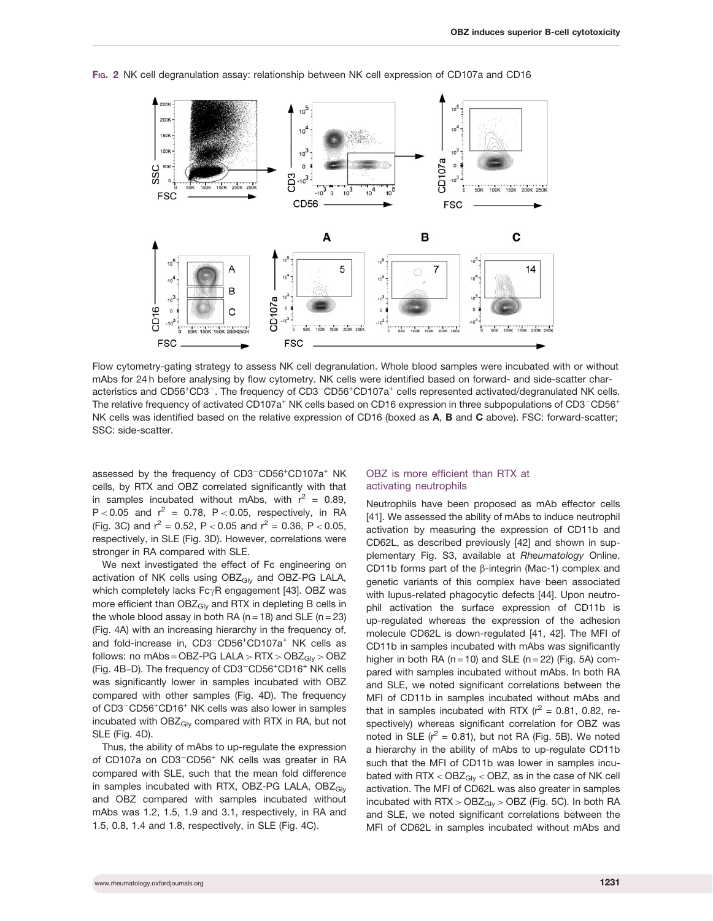**FIG. 2** NK cell degranulation assay: relationship between NK cell expression of CD107a and CD16

Flow cytometry-gating strategy to assess NK cell degranulation. Whole blood samples were incubated with or without mAbs for 24 h before analysing by flow cytometry. NK cells were identified based on forward- and side-scatter characteristics and CD56$^+$CD3$^-$. The frequency of CD3$^-$CD56$^+$CD107a$^+$ cells represented activated/degranulated NK cells. The relative frequency of activated CD107a$^+$ NK cells based on CD16 expression in three subpopulations of CD3$^-$CD56$^+$ NK cells was identified based on the relative expression of CD16 (boxed as **A**, **B** and **C** above). FSC: forward-scatter; SSC: side-scatter.

assessed by the frequency of CD3$^-$CD56$^+$CD107a$^+$ NK cells, by RTX and OBZ correlated significantly with that in samples incubated without mAbs, with $r^2$ = 0.89, $P < 0.05$ and $r^2$ = 0.78, $P < 0.05$, respectively, in RA (Fig. 3C) and $r^2$ = 0.52, $P < 0.05$ and $r^2$ = 0.36, $P < 0.05$, respectively, in SLE (Fig. 3D). However, correlations were stronger in RA compared with SLE.

We next investigated the effect of Fc engineering on activation of NK cells using $OBZ_{Gly}$ and OBZ-PG LALA, which completely lacks Fc$\gamma$R engagement [43]. OBZ was more efficient than $OBZ_{Gly}$ and RTX in depleting B cells in the whole blood assay in both RA (n = 18) and SLE (n = 23) (Fig. 4A) with an increasing hierarchy in the frequency of, and fold-increase in, CD3$^-$CD56$^+$CD107a$^+$ NK cells as follows: no mAbs = OBZ-PG LALA > RTX > $OBZ_{Gly}$ > OBZ (Fig. 4B–D). The frequency of CD3$^-$CD56$^+$CD16$^+$ NK cells was significantly lower in samples incubated with OBZ compared with other samples (Fig. 4D). The frequency of CD3$^-$CD56$^+$CD16$^+$ NK cells was also lower in samples incubated with $OBZ_{Gly}$ compared with RTX in RA, but not SLE (Fig. 4D).

Thus, the ability of mAbs to up-regulate the expression of CD107a on CD3$^-$CD56$^+$ NK cells was greater in RA compared with SLE, such that the mean fold difference in samples incubated with RTX, OBZ-PG LALA, $OBZ_{Gly}$ and OBZ compared with samples incubated without mAbs was 1.2, 1.5, 1.9 and 3.1, respectively, in RA and 1.5, 0.8, 1.4 and 1.8, respectively, in SLE (Fig. 4C).

## OBZ is more efficient than RTX at activating neutrophils

Neutrophils have been proposed as mAb effector cells [41]. We assessed the ability of mAbs to induce neutrophil activation by measuring the expression of CD11b and CD62L, as described previously [42] and shown in supplementary Fig. S3, available at *Rheumatology* Online. CD11b forms part of the $\beta$-integrin (Mac-1) complex and genetic variants of this complex have been associated with lupus-related phagocytic defects [44]. Upon neutrophil activation the surface expression of CD11b is up-regulated whereas the expression of the adhesion molecule CD62L is down-regulated [41, 42]. The MFI of CD11b in samples incubated with mAbs was significantly higher in both RA (n = 10) and SLE (n = 22) (Fig. 5A) compared with samples incubated without mAbs. In both RA and SLE, we noted significant correlations between the MFI of CD11b in samples incubated without mAbs and that in samples incubated with RTX ($r^2$ = 0.81, 0.82, respectively) whereas significant correlation for OBZ was noted in SLE ($r^2$ = 0.81), but not RA (Fig. 5B). We noted a hierarchy in the ability of mAbs to up-regulate CD11b such that the MFI of CD11b was lower in samples incubated with RTX < $OBZ_{Gly}$ < OBZ, as in the case of NK cell activation. The MFI of CD62L was also greater in samples incubated with RTX > $OBZ_{Gly}$ > OBZ (Fig. 5C). In both RA and SLE, we noted significant correlations between the MFI of CD62L in samples incubated without mAbs and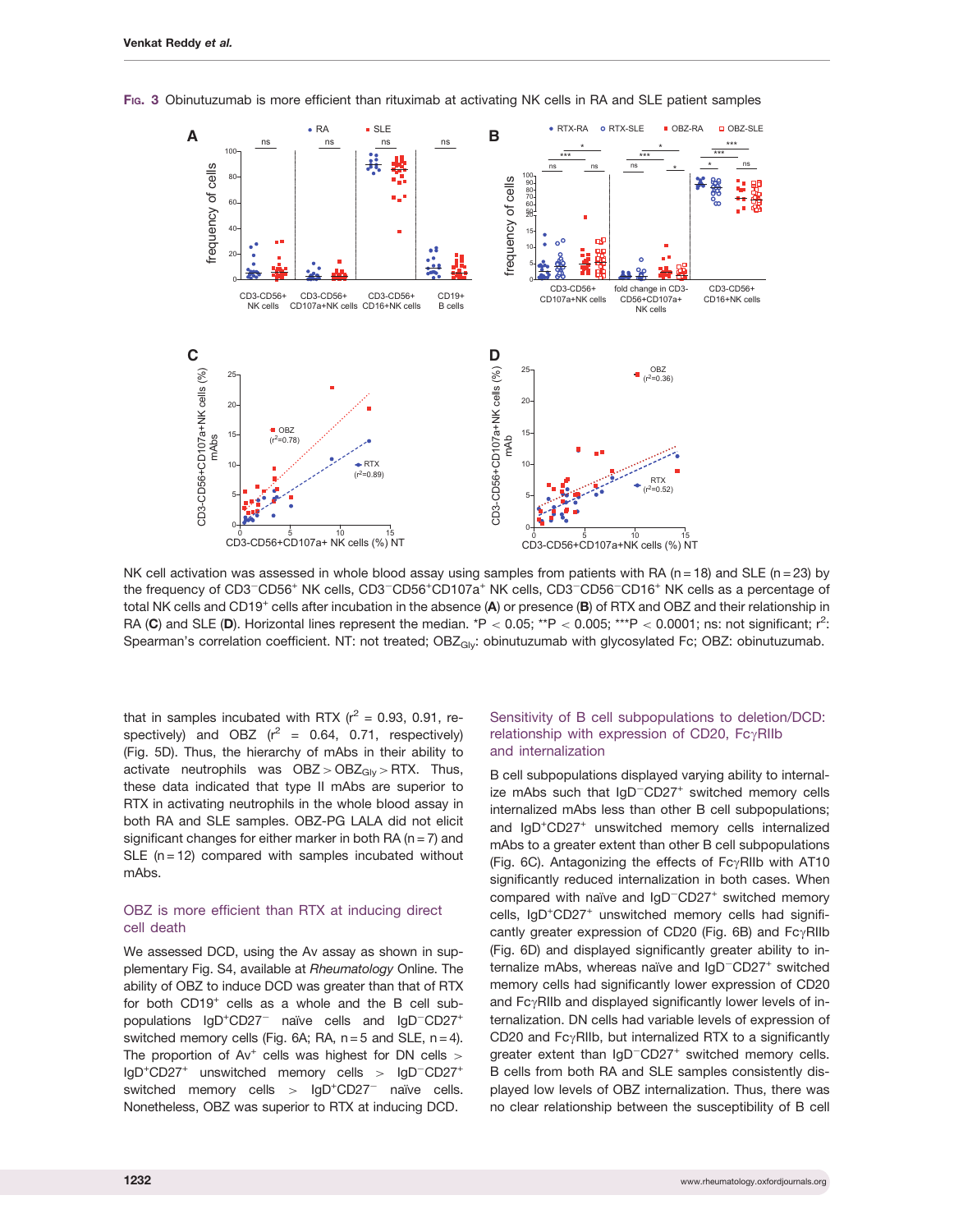**Fig. 3** Obinutuzumab is more efficient than rituximab at activating NK cells in RA and SLE patient samples

NK cell activation was assessed in whole blood assay using samples from patients with RA (n = 18) and SLE (n = 23) by the frequency of CD3$^-$CD56$^+$ NK cells, CD3$^-$CD56$^+$CD107a$^+$ NK cells, CD3$^-$CD56$^-$CD16$^+$ NK cells as a percentage of total NK cells and CD19$^+$ cells after incubation in the absence (**A**) or presence (**B**) of RTX and OBZ and their relationship in RA (**C**) and SLE (**D**). Horizontal lines represent the median. *P < 0.05; **P < 0.005; ***P < 0.0001; ns: not significant; $r^2$: Spearman's correlation coefficient. NT: not treated; $OBZ_{Gly}$: obinutuzumab with glycosylated Fc; OBZ: obinutuzumab.

that in samples incubated with RTX ($r^2$ = 0.93, 0.91, respectively) and OBZ ($r^2$ = 0.64, 0.71, respectively) (Fig. 5D). Thus, the hierarchy of mAbs in their ability to activate neutrophils was OBZ > $OBZ_{Gly}$ > RTX. Thus, these data indicated that type II mAbs are superior to RTX in activating neutrophils in the whole blood assay in both RA and SLE samples. OBZ-PG LALA did not elicit significant changes for either marker in both RA (n = 7) and SLE (n = 12) compared with samples incubated without mAbs.

### OBZ is more efficient than RTX at inducing direct cell death

We assessed DCD, using the Av assay as shown in supplementary Fig. S4, available at *Rheumatology* Online. The ability of OBZ to induce DCD was greater than that of RTX for both CD19$^+$ cells as a whole and the B cell subpopulations IgD$^+$CD27$^-$ naïve cells and IgD$^-$CD27$^+$ switched memory cells (Fig. 6A; RA, n = 5 and SLE, n = 4). The proportion of Av$^+$ cells was highest for DN cells > IgD$^+$CD27$^+$ unswitched memory cells > IgD$^-$CD27$^+$ switched memory cells > IgD$^+$CD27$^-$ naïve cells. Nonetheless, OBZ was superior to RTX at inducing DCD.

### Sensitivity of B cell subpopulations to deletion/DCD: relationship with expression of CD20, FcγRIIb and internalization

B cell subpopulations displayed varying ability to internalize mAbs such that IgD$^-$CD27$^+$ switched memory cells internalized mAbs less than other B cell subpopulations; and IgD$^+$CD27$^+$ unswitched memory cells internalized mAbs to a greater extent than other B cell subpopulations (Fig. 6C). Antagonizing the effects of FcγRIIb with AT10 significantly reduced internalization in both cases. When compared with naïve and IgD$^-$CD27$^+$ switched memory cells, IgD$^+$CD27$^+$ unswitched memory cells had significantly greater expression of CD20 (Fig. 6B) and FcγRIIb (Fig. 6D) and displayed significantly greater ability to internalize mAbs, whereas naïve and IgD$^-$CD27$^+$ switched memory cells had significantly lower expression of CD20 and FcγRIIb and displayed significantly lower levels of internalization. DN cells had variable levels of expression of CD20 and FcγRIIb, but internalized RTX to a significantly greater extent than IgD$^-$CD27$^+$ switched memory cells. B cells from both RA and SLE samples consistently displayed low levels of OBZ internalization. Thus, there was no clear relationship between the susceptibility of B cell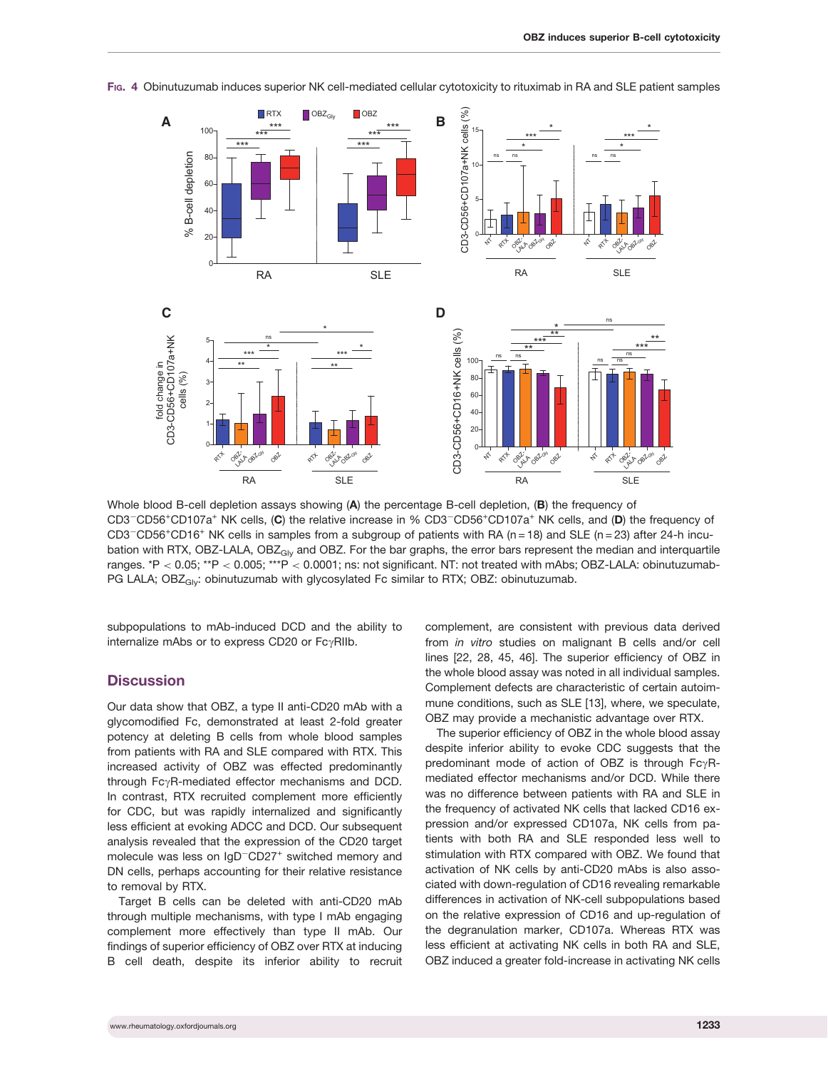Fig. 4 Obinutuzumab induces superior NK cell-mediated cellular cytotoxicity to rituximab in RA and SLE patient samples

Whole blood B-cell depletion assays showing (**A**) the percentage B-cell depletion, (**B**) the frequency of $CD3^{-}CD56^{+}CD107a^{+}$ NK cells, (**C**) the relative increase in % $CD3^{-}CD56^{+}CD107a^{+}$ NK cells, and (**D**) the frequency of $CD3^{-}CD56^{+}CD16^{+}$ NK cells in samples from a subgroup of patients with RA (n = 18) and SLE (n = 23) after 24-h incubation with RTX, OBZ-LALA, $OBZ_{Gly}$ and OBZ. For the bar graphs, the error bars represent the median and interquartile ranges. \*$P < 0.05$; \*\*$P < 0.005$; \*\*\*$P < 0.0001$; ns: not significant. NT: not treated with mAbs; OBZ-LALA: obinutuzumab-PG LALA; $OBZ_{Gly}$: obinutuzumab with glycosylated Fc similar to RTX; OBZ: obinutuzumab.

subpopulations to mAb-induced DCD and the ability to internalize mAbs or to express CD20 or FcγRIIb.

## Discussion

Our data show that OBZ, a type II anti-CD20 mAb with a glycomodified Fc, demonstrated at least 2-fold greater potency at deleting B cells from whole blood samples from patients with RA and SLE compared with RTX. This increased activity of OBZ was effected predominantly through FcγR-mediated effector mechanisms and DCD. In contrast, RTX recruited complement more efficiently for CDC, but was rapidly internalized and significantly less efficient at evoking ADCC and DCD. Our subsequent analysis revealed that the expression of the CD20 target molecule was less on $IgD^{-}CD27^{+}$ switched memory and DN cells, perhaps accounting for their relative resistance to removal by RTX.

Target B cells can be deleted with anti-CD20 mAb through multiple mechanisms, with type I mAb engaging complement more effectively than type II mAb. Our findings of superior efficiency of OBZ over RTX at inducing B cell death, despite its inferior ability to recruit complement, are consistent with previous data derived from *in vitro* studies on malignant B cells and/or cell lines [22, 28, 45, 46]. The superior efficiency of OBZ in the whole blood assay was noted in all individual samples. Complement defects are characteristic of certain autoimmune conditions, such as SLE [13], where, we speculate, OBZ may provide a mechanistic advantage over RTX.

The superior efficiency of OBZ in the whole blood assay despite inferior ability to evoke CDC suggests that the predominant mode of action of OBZ is through FcγR-mediated effector mechanisms and/or DCD. While there was no difference between patients with RA and SLE in the frequency of activated NK cells that lacked CD16 expression and/or expressed CD107a, NK cells from patients with both RA and SLE responded less well to stimulation with RTX compared with OBZ. We found that activation of NK cells by anti-CD20 mAbs is also associated with down-regulation of CD16 revealing remarkable differences in activation of NK-cell subpopulations based on the relative expression of CD16 and up-regulation of the degranulation marker, CD107a. Whereas RTX was less efficient at activating NK cells in both RA and SLE, OBZ induced a greater fold-increase in activating NK cells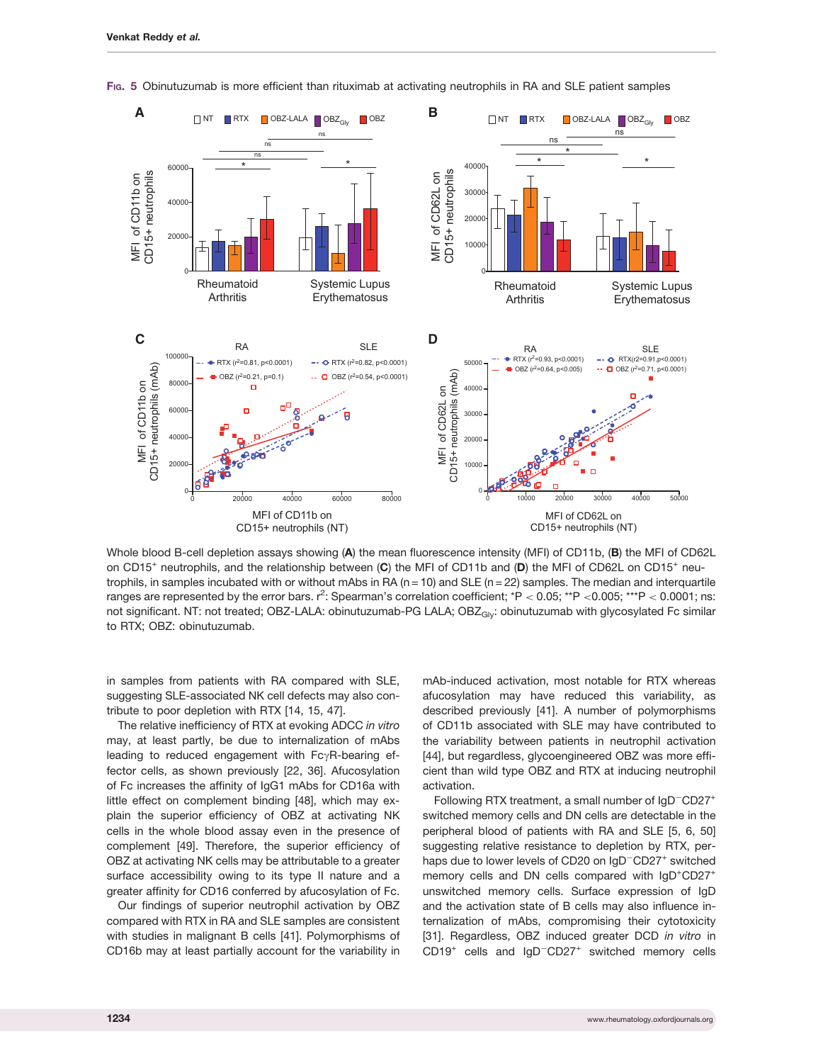**Fig. 5** Obinutuzumab is more efficient than rituximab at activating neutrophils in RA and SLE patient samples

Whole blood B-cell depletion assays showing (**A**) the mean fluorescence intensity (MFI) of CD11b, (**B**) the MFI of CD62L on CD15$^+$ neutrophils, and the relationship between (**C**) the MFI of CD11b and (**D**) the MFI of CD62L on CD15$^+$ neutrophils, in samples incubated with or without mAbs in RA (n = 10) and SLE (n = 22) samples. The median and interquartile ranges are represented by the error bars. $r^2$: Spearman's correlation coefficient; *P < 0.05; **P <0.005; ***P < 0.0001; ns: not significant. NT: not treated; OBZ-LALA: obinutuzumab-PG LALA; $OBZ_{Gly}$: obinutuzumab with glycosylated Fc similar to RTX; OBZ: obinutuzumab.

in samples from patients with RA compared with SLE, suggesting SLE-associated NK cell defects may also contribute to poor depletion with RTX [14, 15, 47].

The relative inefficiency of RTX at evoking ADCC *in vitro* may, at least partly, be due to internalization of mAbs leading to reduced engagement with FcγR-bearing effector cells, as shown previously [22, 36]. Afucosylation of Fc increases the affinity of IgG1 mAbs for CD16a with little effect on complement binding [48], which may explain the superior efficiency of OBZ at activating NK cells in the whole blood assay even in the presence of complement [49]. Therefore, the superior efficiency of OBZ at activating NK cells may be attributable to a greater surface accessibility owing to its type II nature and a greater affinity for CD16 conferred by afucosylation of Fc.

Our findings of superior neutrophil activation by OBZ compared with RTX in RA and SLE samples are consistent with studies in malignant B cells [41]. Polymorphisms of CD16b may at least partially account for the variability in mAb-induced activation, most notable for RTX whereas afucosylation may have reduced this variability, as described previously [41]. A number of polymorphisms of CD11b associated with SLE may have contributed to the variability between patients in neutrophil activation [44], but regardless, glycoengineered OBZ was more efficient than wild type OBZ and RTX at inducing neutrophil activation.

Following RTX treatment, a small number of IgD$^-$CD27$^+$ switched memory cells and DN cells are detectable in the peripheral blood of patients with RA and SLE [5, 6, 50] suggesting relative resistance to depletion by RTX, perhaps due to lower levels of CD20 on IgD$^-$CD27$^+$ switched memory cells and DN cells compared with IgD$^+$CD27$^+$ unswitched memory cells. Surface expression of IgD and the activation state of B cells may also influence internalization of mAbs, compromising their cytotoxicity [31]. Regardless, OBZ induced greater DCD *in vitro* in CD19$^+$ cells and IgD$^-$CD27$^+$ switched memory cells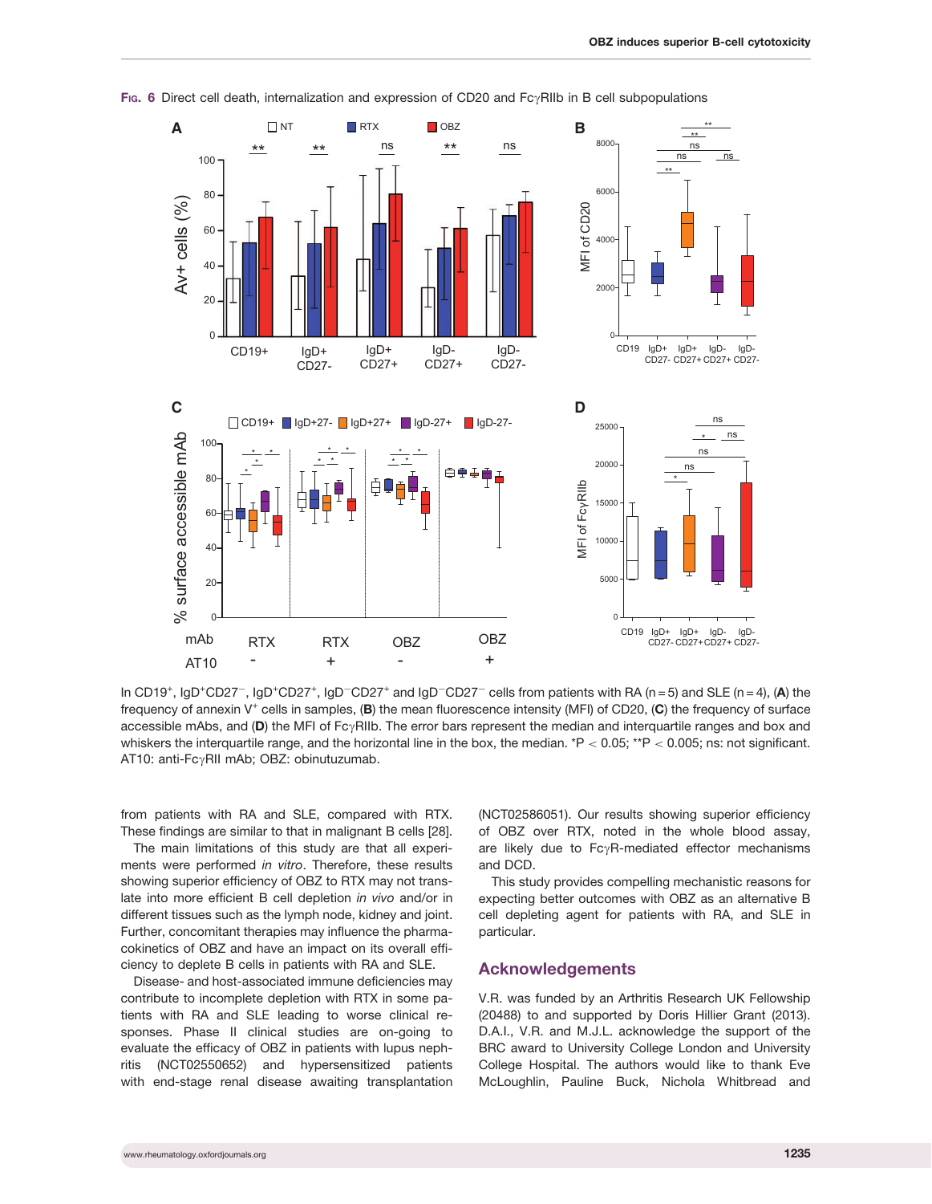**Fig. 6** Direct cell death, internalization and expression of CD20 and FcγRIIb in B cell subpopulations

In $CD19^+$, $IgD^+CD27^-$, $IgD^+CD27^+$, $IgD^-CD27^+$ and $IgD^-CD27^-$ cells from patients with RA (n = 5) and SLE (n = 4), (**A**) the frequency of annexin $V^+$ cells in samples, (**B**) the mean fluorescence intensity (MFI) of CD20, (**C**) the frequency of surface accessible mAbs, and (**D**) the MFI of FcγRIIb. The error bars represent the median and interquartile ranges and box and whiskers the interquartile range, and the horizontal line in the box, the median. *P < 0.05; **P < 0.005; ns: not significant. AT10: anti-FcγRII mAb; OBZ: obinutuzumab.

from patients with RA and SLE, compared with RTX. These findings are similar to that in malignant B cells [28].

The main limitations of this study are that all experiments were performed *in vitro*. Therefore, these results showing superior efficiency of OBZ to RTX may not translate into more efficient B cell depletion *in vivo* and/or in different tissues such as the lymph node, kidney and joint. Further, concomitant therapies may influence the pharmacokinetics of OBZ and have an impact on its overall efficiency to deplete B cells in patients with RA and SLE.

Disease- and host-associated immune deficiencies may contribute to incomplete depletion with RTX in some patients with RA and SLE leading to worse clinical responses. Phase II clinical studies are on-going to evaluate the efficacy of OBZ in patients with lupus nephritis (NCT02550652) and hypersensitized patients with end-stage renal disease awaiting transplantation (NCT02586051). Our results showing superior efficiency of OBZ over RTX, noted in the whole blood assay, are likely due to FcγR-mediated effector mechanisms and DCD.

This study provides compelling mechanistic reasons for expecting better outcomes with OBZ as an alternative B cell depleting agent for patients with RA, and SLE in particular.

## Acknowledgements

V.R. was funded by an Arthritis Research UK Fellowship (20488) to and supported by Doris Hillier Grant (2013). D.A.I., V.R. and M.J.L. acknowledge the support of the BRC award to University College London and University College Hospital. The authors would like to thank Eve McLoughlin, Pauline Buck, Nichola Whitbread and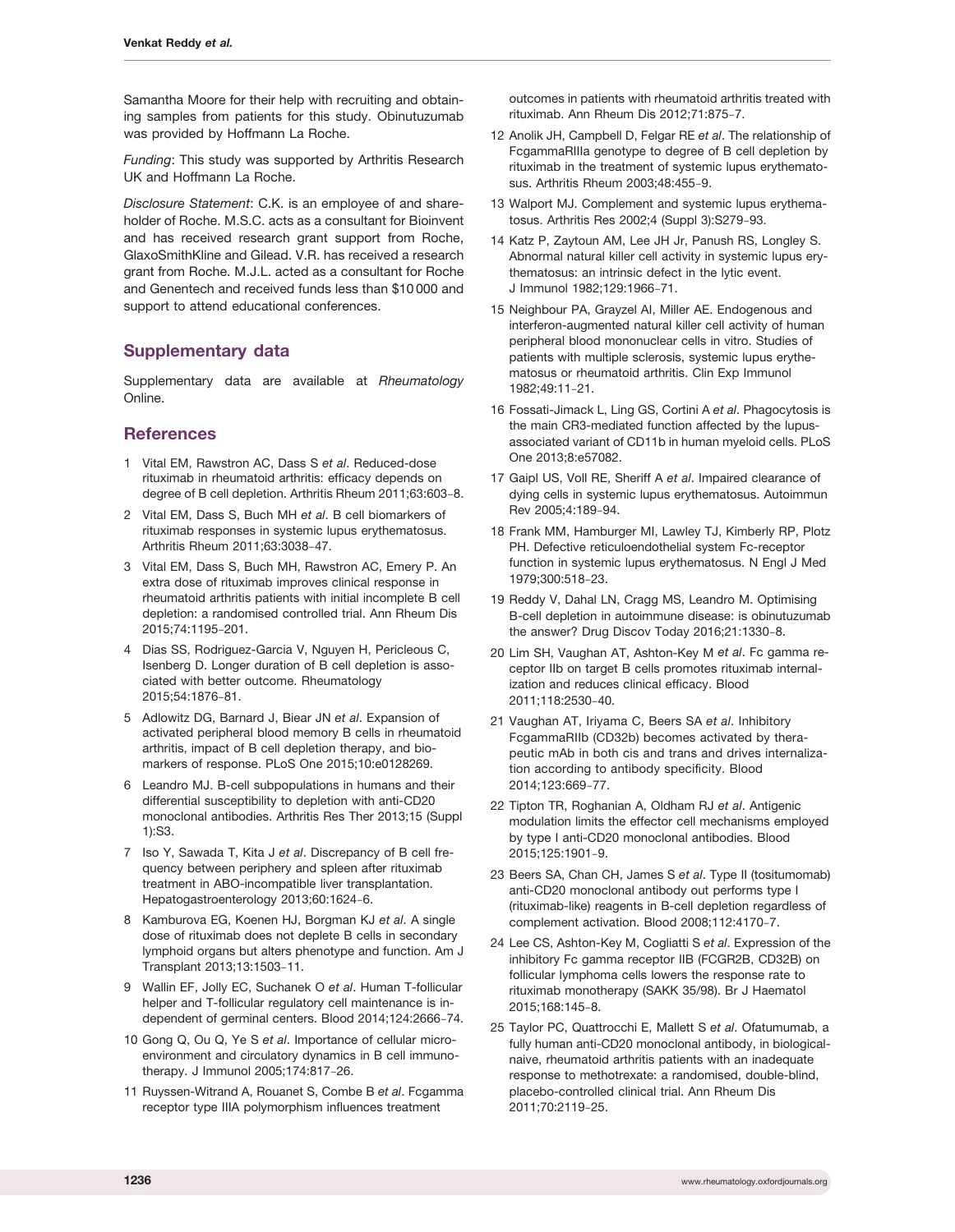Samantha Moore for their help with recruiting and obtaining samples from patients for this study. Obinutuzumab was provided by Hoffmann La Roche.

*Funding*: This study was supported by Arthritis Research UK and Hoffmann La Roche.

*Disclosure Statement*: C.K. is an employee of and shareholder of Roche. M.S.C. acts as a consultant for Bioinvent and has received research grant support from Roche, GlaxoSmithKline and Gilead. V.R. has received a research grant from Roche. M.J.L. acted as a consultant for Roche and Genentech and received funds less than $10 000 and support to attend educational conferences.

## Supplementary data

Supplementary data are available at *Rheumatology* Online.

## References

1. Vital EM, Rawstron AC, Dass S *et al*. Reduced-dose rituximab in rheumatoid arthritis: efficacy depends on degree of B cell depletion. Arthritis Rheum 2011;63:603–8.
2. Vital EM, Dass S, Buch MH *et al*. B cell biomarkers of rituximab responses in systemic lupus erythematosus. Arthritis Rheum 2011;63:3038–47.
3. Vital EM, Dass S, Buch MH, Rawstron AC, Emery P. An extra dose of rituximab improves clinical response in rheumatoid arthritis patients with initial incomplete B cell depletion: a randomised controlled trial. Ann Rheum Dis 2015;74:1195–201.
4. Dias SS, Rodriguez-Garcia V, Nguyen H, Pericleous C, Isenberg D. Longer duration of B cell depletion is associated with better outcome. Rheumatology 2015;54:1876–81.
5. Adlowitz DG, Barnard J, Biear JN *et al*. Expansion of activated peripheral blood memory B cells in rheumatoid arthritis, impact of B cell depletion therapy, and biomarkers of response. PLoS One 2015;10:e0128269.
6. Leandro MJ. B-cell subpopulations in humans and their differential susceptibility to depletion with anti-CD20 monoclonal antibodies. Arthritis Res Ther 2013;15 (Suppl 1):S3.
7. Iso Y, Sawada T, Kita J *et al*. Discrepancy of B cell frequency between periphery and spleen after rituximab treatment in ABO-incompatible liver transplantation. Hepatogastroenterology 2013;60:1624–6.
8. Kamburova EG, Koenen HJ, Borgman KJ *et al*. A single dose of rituximab does not deplete B cells in secondary lymphoid organs but alters phenotype and function. Am J Transplant 2013;13:1503–11.
9. Wallin EF, Jolly EC, Suchanek O *et al*. Human T-follicular helper and T-follicular regulatory cell maintenance is independent of germinal centers. Blood 2014;124:2666–74.
10. Gong Q, Ou Q, Ye S *et al*. Importance of cellular microenvironment and circulatory dynamics in B cell immunotherapy. J Immunol 2005;174:817–26.
11. Ruyssen-Witrand A, Rouanet S, Combe B *et al*. Fcgamma receptor type IIIA polymorphism influences treatment outcomes in patients with rheumatoid arthritis treated with rituximab. Ann Rheum Dis 2012;71:875–7.
12. Anolik JH, Campbell D, Felgar RE *et al*. The relationship of FcgammaRIIIa genotype to degree of B cell depletion by rituximab in the treatment of systemic lupus erythematosus. Arthritis Rheum 2003;48:455–9.
13. Walport MJ. Complement and systemic lupus erythematosus. Arthritis Res 2002;4 (Suppl 3):S279–93.
14. Katz P, Zaytoun AM, Lee JH Jr, Panush RS, Longley S. Abnormal natural killer cell activity in systemic lupus erythematosus: an intrinsic defect in the lytic event. J Immunol 1982;129:1966–71.
15. Neighbour PA, Grayzel AI, Miller AE. Endogenous and interferon-augmented natural killer cell activity of human peripheral blood mononuclear cells in vitro. Studies of patients with multiple sclerosis, systemic lupus erythematosus or rheumatoid arthritis. Clin Exp Immunol 1982;49:11–21.
16. Fossati-Jimack L, Ling GS, Cortini A *et al*. Phagocytosis is the main CR3-mediated function affected by the lupus-associated variant of CD11b in human myeloid cells. PLoS One 2013;8:e57082.
17. Gaipl US, Voll RE, Sheriff A *et al*. Impaired clearance of dying cells in systemic lupus erythematosus. Autoimmun Rev 2005;4:189–94.
18. Frank MM, Hamburger MI, Lawley TJ, Kimberly RP, Plotz PH. Defective reticuloendothelial system Fc-receptor function in systemic lupus erythematosus. N Engl J Med 1979;300:518–23.
19. Reddy V, Dahal LN, Cragg MS, Leandro M. Optimising B-cell depletion in autoimmune disease: is obinutuzumab the answer? Drug Discov Today 2016;21:1330–8.
20. Lim SH, Vaughan AT, Ashton-Key M *et al*. Fc gamma receptor IIb on target B cells promotes rituximab internalization and reduces clinical efficacy. Blood 2011;118:2530–40.
21. Vaughan AT, Iriyama C, Beers SA *et al*. Inhibitory FcgammaRIIb (CD32b) becomes activated by therapeutic mAb in both cis and trans and drives internalization according to antibody specificity. Blood 2014;123:669–77.
22. Tipton TR, Roghanian A, Oldham RJ *et al*. Antigenic modulation limits the effector cell mechanisms employed by type I anti-CD20 monoclonal antibodies. Blood 2015;125:1901–9.
23. Beers SA, Chan CH, James S *et al*. Type II (tositumomab) anti-CD20 monoclonal antibody out performs type I (rituximab-like) reagents in B-cell depletion regardless of complement activation. Blood 2008;112:4170–7.
24. Lee CS, Ashton-Key M, Cogliatti S *et al*. Expression of the inhibitory Fc gamma receptor IIB (FCGR2B, CD32B) on follicular lymphoma cells lowers the response rate to rituximab monotherapy (SAKK 35/98). Br J Haematol 2015;168:145–8.
25. Taylor PC, Quattrocchi E, Mallett S *et al*. Ofatumumab, a fully human anti-CD20 monoclonal antibody, in biological-naive, rheumatoid arthritis patients with an inadequate response to methotrexate: a randomised, double-blind, placebo-controlled clinical trial. Ann Rheum Dis 2011;70:2119–25.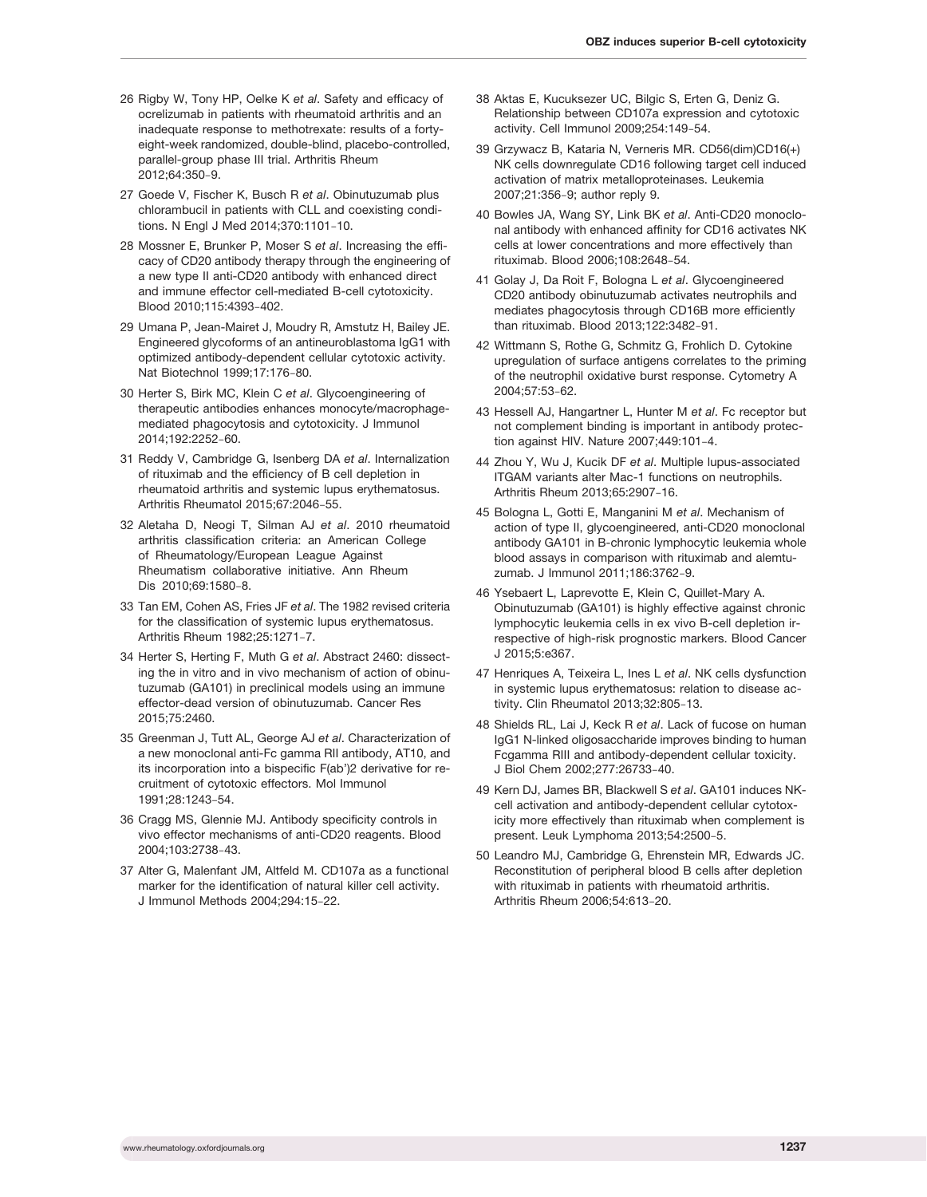26 Rigby W, Tony HP, Oelke K *et al*. Safety and efficacy of ocrelizumab in patients with rheumatoid arthritis and an inadequate response to methotrexate: results of a forty-eight-week randomized, double-blind, placebo-controlled, parallel-group phase III trial. Arthritis Rheum 2012;64:350–9.

27 Goede V, Fischer K, Busch R *et al*. Obinutuzumab plus chlorambucil in patients with CLL and coexisting conditions. N Engl J Med 2014;370:1101–10.

28 Mossner E, Brunker P, Moser S *et al*. Increasing the efficacy of CD20 antibody therapy through the engineering of a new type II anti-CD20 antibody with enhanced direct and immune effector cell-mediated B-cell cytotoxicity. Blood 2010;115:4393–402.

29 Umana P, Jean-Mairet J, Moudry R, Amstutz H, Bailey JE. Engineered glycoforms of an antineuroblastoma IgG1 with optimized antibody-dependent cellular cytotoxic activity. Nat Biotechnol 1999;17:176–80.

30 Herter S, Birk MC, Klein C *et al*. Glycoengineering of therapeutic antibodies enhances monocyte/macrophage-mediated phagocytosis and cytotoxicity. J Immunol 2014;192:2252–60.

31 Reddy V, Cambridge G, Isenberg DA *et al*. Internalization of rituximab and the efficiency of B cell depletion in rheumatoid arthritis and systemic lupus erythematosus. Arthritis Rheumatol 2015;67:2046–55.

32 Aletaha D, Neogi T, Silman AJ *et al*. 2010 rheumatoid arthritis classification criteria: an American College of Rheumatology/European League Against Rheumatism collaborative initiative. Ann Rheum Dis 2010;69:1580–8.

33 Tan EM, Cohen AS, Fries JF *et al*. The 1982 revised criteria for the classification of systemic lupus erythematosus. Arthritis Rheum 1982;25:1271–7.

34 Herter S, Herting F, Muth G *et al*. Abstract 2460: dissecting the in vitro and in vivo mechanism of action of obinutuzumab (GA101) in preclinical models using an immune effector-dead version of obinutuzumab. Cancer Res 2015;75:2460.

35 Greenman J, Tutt AL, George AJ *et al*. Characterization of a new monoclonal anti-Fc gamma RII antibody, AT10, and its incorporation into a bispecific F(ab')2 derivative for recruitment of cytotoxic effectors. Mol Immunol 1991;28:1243–54.

36 Cragg MS, Glennie MJ. Antibody specificity controls in vivo effector mechanisms of anti-CD20 reagents. Blood 2004;103:2738–43.

37 Alter G, Malenfant JM, Altfeld M. CD107a as a functional marker for the identification of natural killer cell activity. J Immunol Methods 2004;294:15–22.

38 Aktas E, Kucuksezer UC, Bilgic S, Erten G, Deniz G. Relationship between CD107a expression and cytotoxic activity. Cell Immunol 2009;254:149–54.

39 Grzywacz B, Kataria N, Verneris MR. CD56(dim)CD16(+) NK cells downregulate CD16 following target cell induced activation of matrix metalloproteinases. Leukemia 2007;21:356–9; author reply 9.

40 Bowles JA, Wang SY, Link BK *et al*. Anti-CD20 monoclonal antibody with enhanced affinity for CD16 activates NK cells at lower concentrations and more effectively than rituximab. Blood 2006;108:2648–54.

41 Golay J, Da Roit F, Bologna L *et al*. Glycoengineered CD20 antibody obinutuzumab activates neutrophils and mediates phagocytosis through CD16B more efficiently than rituximab. Blood 2013;122:3482–91.

42 Wittmann S, Rothe G, Schmitz G, Frohlich D. Cytokine upregulation of surface antigens correlates to the priming of the neutrophil oxidative burst response. Cytometry A 2004;57:53–62.

43 Hessell AJ, Hangartner L, Hunter M *et al*. Fc receptor but not complement binding is important in antibody protection against HIV. Nature 2007;449:101–4.

44 Zhou Y, Wu J, Kucik DF *et al*. Multiple lupus-associated ITGAM variants alter Mac-1 functions on neutrophils. Arthritis Rheum 2013;65:2907–16.

45 Bologna L, Gotti E, Manganini M *et al*. Mechanism of action of type II, glycoengineered, anti-CD20 monoclonal antibody GA101 in B-chronic lymphocytic leukemia whole blood assays in comparison with rituximab and alemtuzumab. J Immunol 2011;186:3762–9.

46 Ysebaert L, Laprevotte E, Klein C, Quillet-Mary A. Obinutuzumab (GA101) is highly effective against chronic lymphocytic leukemia cells in ex vivo B-cell depletion irrespective of high-risk prognostic markers. Blood Cancer J 2015;5:e367.

47 Henriques A, Teixeira L, Ines L *et al*. NK cells dysfunction in systemic lupus erythematosus: relation to disease activity. Clin Rheumatol 2013;32:805–13.

48 Shields RL, Lai J, Keck R *et al*. Lack of fucose on human IgG1 N-linked oligosaccharide improves binding to human Fcgamma RIII and antibody-dependent cellular toxicity. J Biol Chem 2002;277:26733–40.

49 Kern DJ, James BR, Blackwell S *et al*. GA101 induces NK-cell activation and antibody-dependent cellular cytotoxicity more effectively than rituximab when complement is present. Leuk Lymphoma 2013;54:2500–5.

50 Leandro MJ, Cambridge G, Ehrenstein MR, Edwards JC. Reconstitution of peripheral blood B cells after depletion with rituximab in patients with rheumatoid arthritis. Arthritis Rheum 2006;54:613–20.